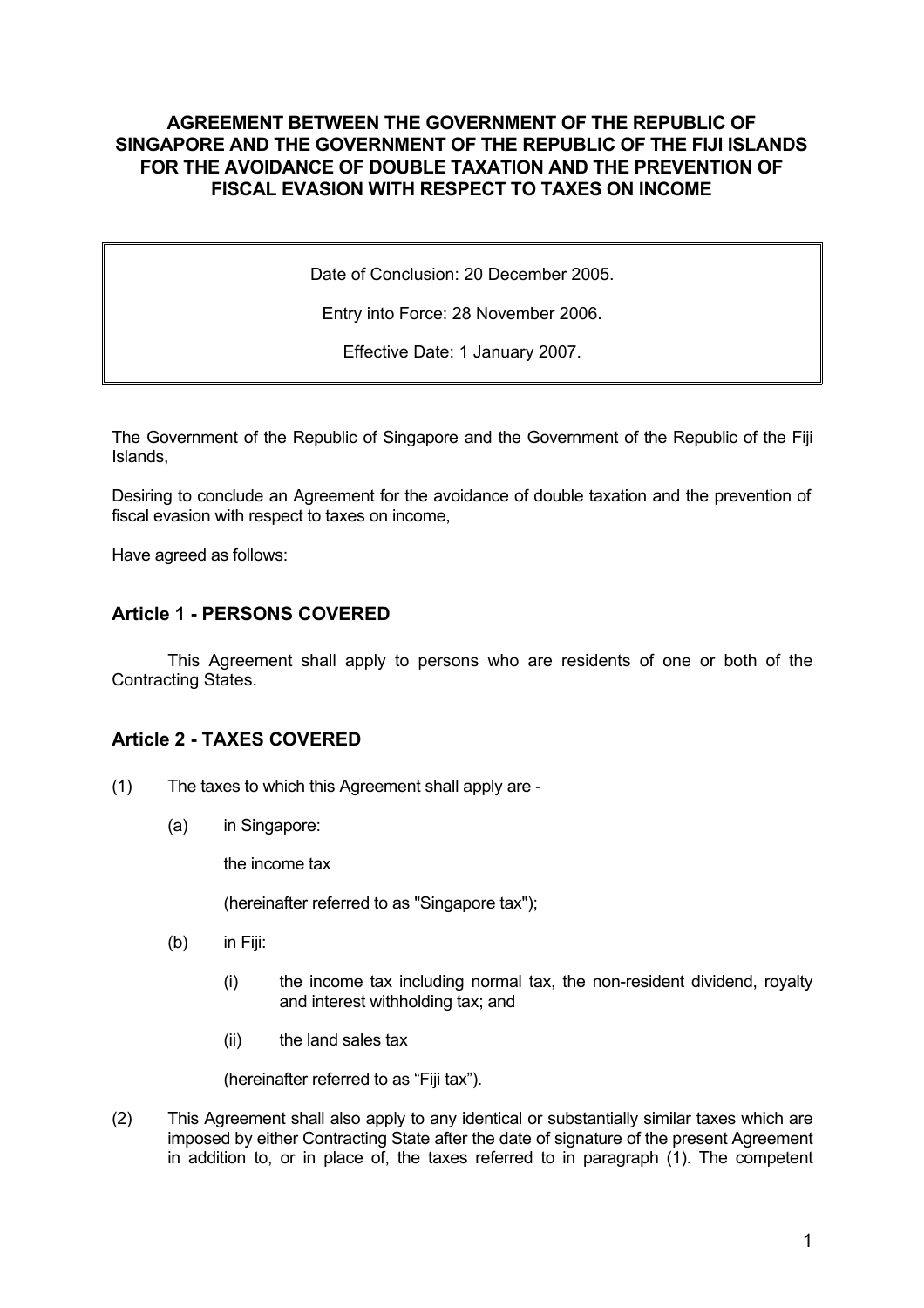# AGREEMENT BETWEEN THE GOVERNMENT OF THE REPUBLIC OF SINGAPORE AND THE GOVERNMENT OF THE REPUBLIC OF THE FIJI ISLANDS FOR THE AVOIDANCE OF DOUBLE TAXATION AND THE PREVENTION OF FISCAL EVASION WITH RESPECT TO TAXES ON INCOME

Date of Conclusion: 20 December 2005.

Entry into Force: 28 November 2006.

Effective Date: 1 January 2007.

The Government of the Republic of Singapore and the Government of the Republic of the Fiji Islands,

Desiring to conclude an Agreement for the avoidance of double taxation and the prevention of fiscal evasion with respect to taxes on income,

Have agreed as follows:

## Article 1 - PERSONS COVERED

This Agreement shall apply to persons who are residents of one or both of the Contracting States.

## Article 2 - TAXES COVERED

(1) The taxes to which this Agreement shall apply are -

(a) in Singapore:

the income tax

(hereinafter referred to as "Singapore tax");

(b) in Fiji:

(i) the income tax including normal tax, the non-resident dividend, royalty and interest withholding tax; and

(ii) the land sales tax

(hereinafter referred to as "Fiji tax").

(2) This Agreement shall also apply to any identical or substantially similar taxes which are imposed by either Contracting State after the date of signature of the present Agreement in addition to, or in place of, the taxes referred to in paragraph (1). The competent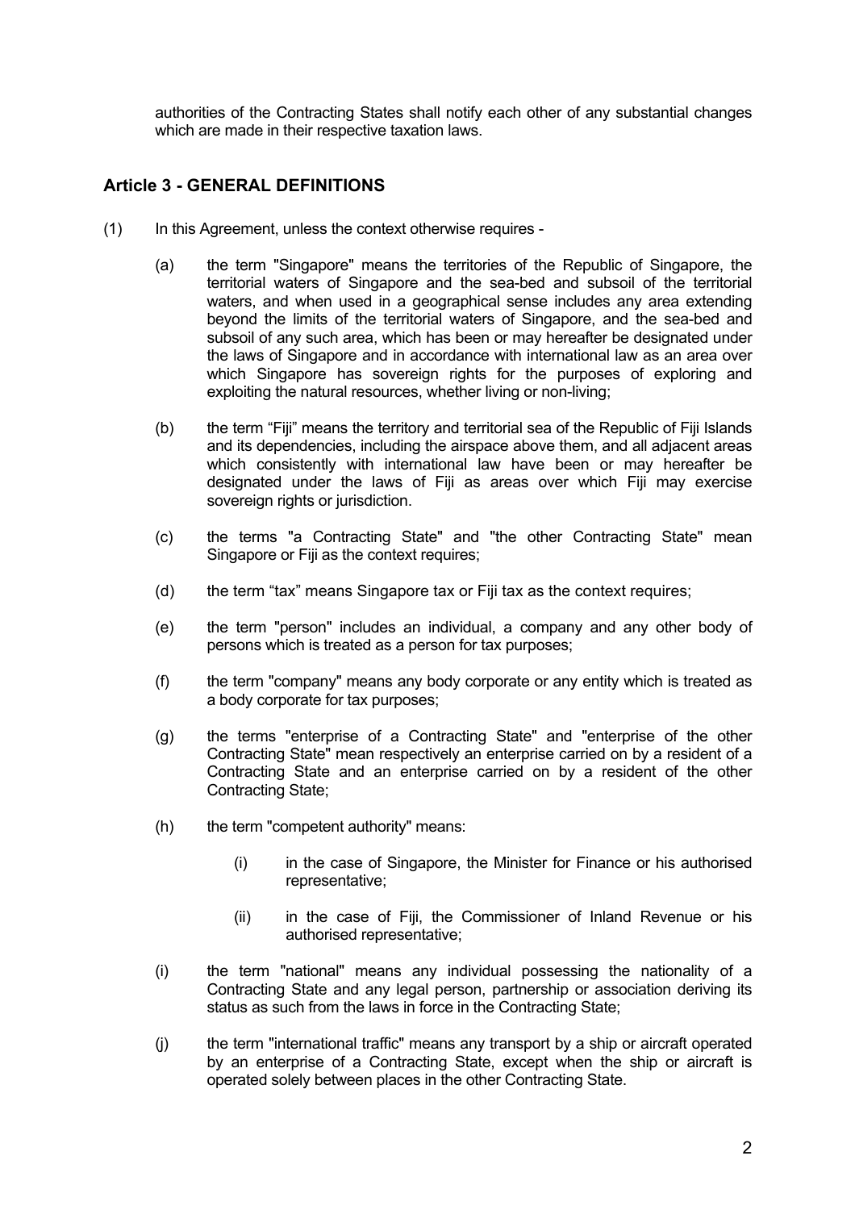authorities of the Contracting States shall notify each other of any substantial changes which are made in their respective taxation laws.

## Article 3 - GENERAL DEFINITIONS

(1) In this Agreement, unless the context otherwise requires -

(a) the term "Singapore" means the territories of the Republic of Singapore, the territorial waters of Singapore and the sea-bed and subsoil of the territorial waters, and when used in a geographical sense includes any area extending beyond the limits of the territorial waters of Singapore, and the sea-bed and subsoil of any such area, which has been or may hereafter be designated under the laws of Singapore and in accordance with international law as an area over which Singapore has sovereign rights for the purposes of exploring and exploiting the natural resources, whether living or non-living;

(b) the term "Fiji" means the territory and territorial sea of the Republic of Fiji Islands and its dependencies, including the airspace above them, and all adjacent areas which consistently with international law have been or may hereafter be designated under the laws of Fiji as areas over which Fiji may exercise sovereign rights or jurisdiction.

(c) the terms "a Contracting State" and "the other Contracting State" mean Singapore or Fiji as the context requires;

(d) the term "tax" means Singapore tax or Fiji tax as the context requires;

(e) the term "person" includes an individual, a company and any other body of persons which is treated as a person for tax purposes;

(f) the term "company" means any body corporate or any entity which is treated as a body corporate for tax purposes;

(g) the terms "enterprise of a Contracting State" and "enterprise of the other Contracting State" mean respectively an enterprise carried on by a resident of a Contracting State and an enterprise carried on by a resident of the other Contracting State;

(h) the term "competent authority" means:

(i) in the case of Singapore, the Minister for Finance or his authorised representative;

(ii) in the case of Fiji, the Commissioner of Inland Revenue or his authorised representative;

(i) the term "national" means any individual possessing the nationality of a Contracting State and any legal person, partnership or association deriving its status as such from the laws in force in the Contracting State;

(j) the term "international traffic" means any transport by a ship or aircraft operated by an enterprise of a Contracting State, except when the ship or aircraft is operated solely between places in the other Contracting State.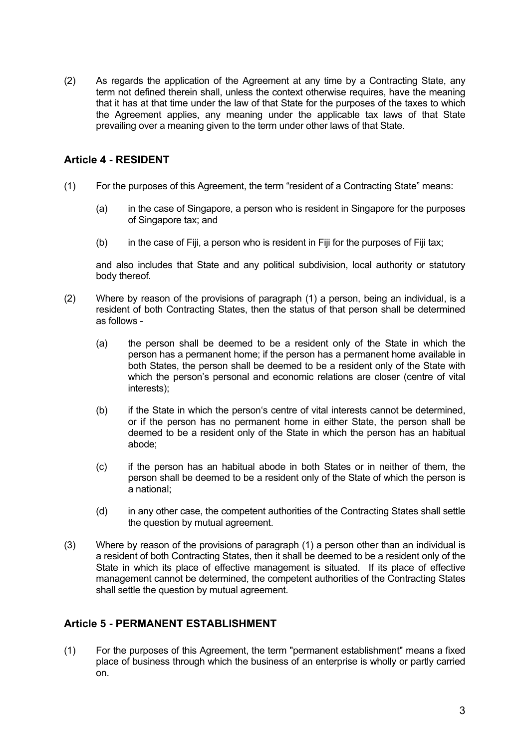(2) As regards the application of the Agreement at any time by a Contracting State, any term not defined therein shall, unless the context otherwise requires, have the meaning that it has at that time under the law of that State for the purposes of the taxes to which the Agreement applies, any meaning under the applicable tax laws of that State prevailing over a meaning given to the term under other laws of that State.

## Article 4 - RESIDENT

(1) For the purposes of this Agreement, the term "resident of a Contracting State" means:

  (a) in the case of Singapore, a person who is resident in Singapore for the purposes of Singapore tax; and

  (b) in the case of Fiji, a person who is resident in Fiji for the purposes of Fiji tax;

  and also includes that State and any political subdivision, local authority or statutory body thereof.

(2) Where by reason of the provisions of paragraph (1) a person, being an individual, is a resident of both Contracting States, then the status of that person shall be determined as follows -

  (a) the person shall be deemed to be a resident only of the State in which the person has a permanent home; if the person has a permanent home available in both States, the person shall be deemed to be a resident only of the State with which the person's personal and economic relations are closer (centre of vital interests);

  (b) if the State in which the person's centre of vital interests cannot be determined, or if the person has no permanent home in either State, the person shall be deemed to be a resident only of the State in which the person has an habitual abode;

  (c) if the person has an habitual abode in both States or in neither of them, the person shall be deemed to be a resident only of the State of which the person is a national;

  (d) in any other case, the competent authorities of the Contracting States shall settle the question by mutual agreement.

(3) Where by reason of the provisions of paragraph (1) a person other than an individual is a resident of both Contracting States, then it shall be deemed to be a resident only of the State in which its place of effective management is situated. If its place of effective management cannot be determined, the competent authorities of the Contracting States shall settle the question by mutual agreement.

## Article 5 - PERMANENT ESTABLISHMENT

(1) For the purposes of this Agreement, the term "permanent establishment" means a fixed place of business through which the business of an enterprise is wholly or partly carried on.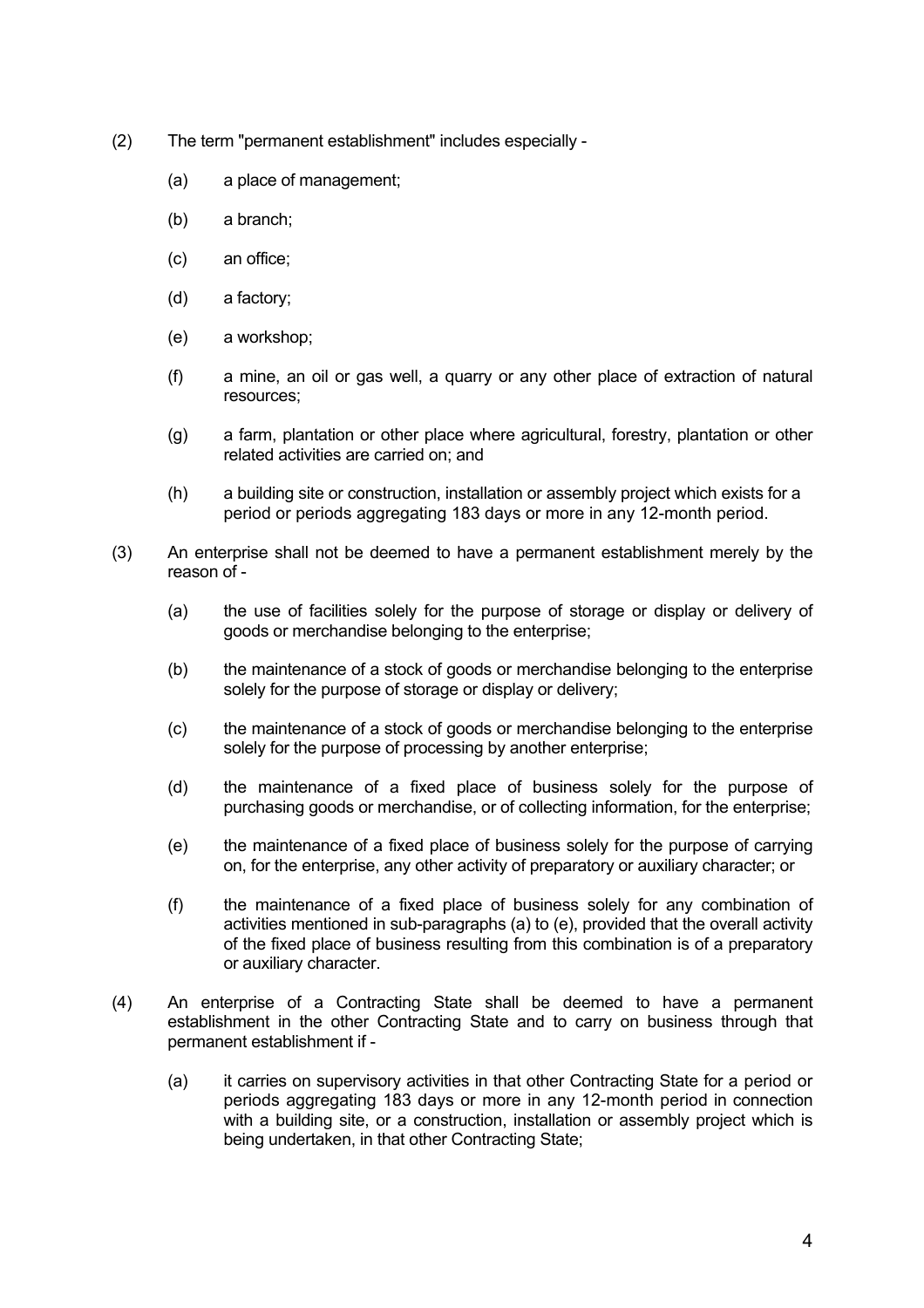(2) The term "permanent establishment" includes especially -

   (a) a place of management;

   (b) a branch;

   (c) an office;

   (d) a factory;

   (e) a workshop;

   (f) a mine, an oil or gas well, a quarry or any other place of extraction of natural resources;

   (g) a farm, plantation or other place where agricultural, forestry, plantation or other related activities are carried on; and

   (h) a building site or construction, installation or assembly project which exists for a period or periods aggregating 183 days or more in any 12-month period.

(3) An enterprise shall not be deemed to have a permanent establishment merely by the reason of -

   (a) the use of facilities solely for the purpose of storage or display or delivery of goods or merchandise belonging to the enterprise;

   (b) the maintenance of a stock of goods or merchandise belonging to the enterprise solely for the purpose of storage or display or delivery;

   (c) the maintenance of a stock of goods or merchandise belonging to the enterprise solely for the purpose of processing by another enterprise;

   (d) the maintenance of a fixed place of business solely for the purpose of purchasing goods or merchandise, or of collecting information, for the enterprise;

   (e) the maintenance of a fixed place of business solely for the purpose of carrying on, for the enterprise, any other activity of preparatory or auxiliary character; or

   (f) the maintenance of a fixed place of business solely for any combination of activities mentioned in sub-paragraphs (a) to (e), provided that the overall activity of the fixed place of business resulting from this combination is of a preparatory or auxiliary character.

(4) An enterprise of a Contracting State shall be deemed to have a permanent establishment in the other Contracting State and to carry on business through that permanent establishment if -

   (a) it carries on supervisory activities in that other Contracting State for a period or periods aggregating 183 days or more in any 12-month period in connection with a building site, or a construction, installation or assembly project which is being undertaken, in that other Contracting State;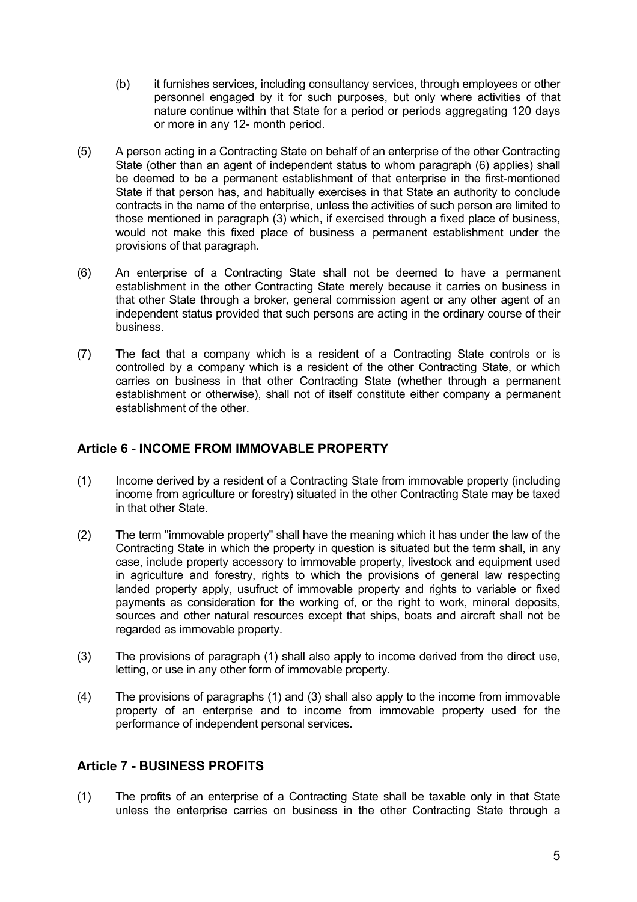(b) it furnishes services, including consultancy services, through employees or other personnel engaged by it for such purposes, but only where activities of that nature continue within that State for a period or periods aggregating 120 days or more in any 12- month period.

(5) A person acting in a Contracting State on behalf of an enterprise of the other Contracting State (other than an agent of independent status to whom paragraph (6) applies) shall be deemed to be a permanent establishment of that enterprise in the first-mentioned State if that person has, and habitually exercises in that State an authority to conclude contracts in the name of the enterprise, unless the activities of such person are limited to those mentioned in paragraph (3) which, if exercised through a fixed place of business, would not make this fixed place of business a permanent establishment under the provisions of that paragraph.

(6) An enterprise of a Contracting State shall not be deemed to have a permanent establishment in the other Contracting State merely because it carries on business in that other State through a broker, general commission agent or any other agent of an independent status provided that such persons are acting in the ordinary course of their business.

(7) The fact that a company which is a resident of a Contracting State controls or is controlled by a company which is a resident of the other Contracting State, or which carries on business in that other Contracting State (whether through a permanent establishment or otherwise), shall not of itself constitute either company a permanent establishment of the other.

## Article 6 - INCOME FROM IMMOVABLE PROPERTY

(1) Income derived by a resident of a Contracting State from immovable property (including income from agriculture or forestry) situated in the other Contracting State may be taxed in that other State.

(2) The term "immovable property" shall have the meaning which it has under the law of the Contracting State in which the property in question is situated but the term shall, in any case, include property accessory to immovable property, livestock and equipment used in agriculture and forestry, rights to which the provisions of general law respecting landed property apply, usufruct of immovable property and rights to variable or fixed payments as consideration for the working of, or the right to work, mineral deposits, sources and other natural resources except that ships, boats and aircraft shall not be regarded as immovable property.

(3) The provisions of paragraph (1) shall also apply to income derived from the direct use, letting, or use in any other form of immovable property.

(4) The provisions of paragraphs (1) and (3) shall also apply to the income from immovable property of an enterprise and to income from immovable property used for the performance of independent personal services.

## Article 7 - BUSINESS PROFITS

(1) The profits of an enterprise of a Contracting State shall be taxable only in that State unless the enterprise carries on business in the other Contracting State through a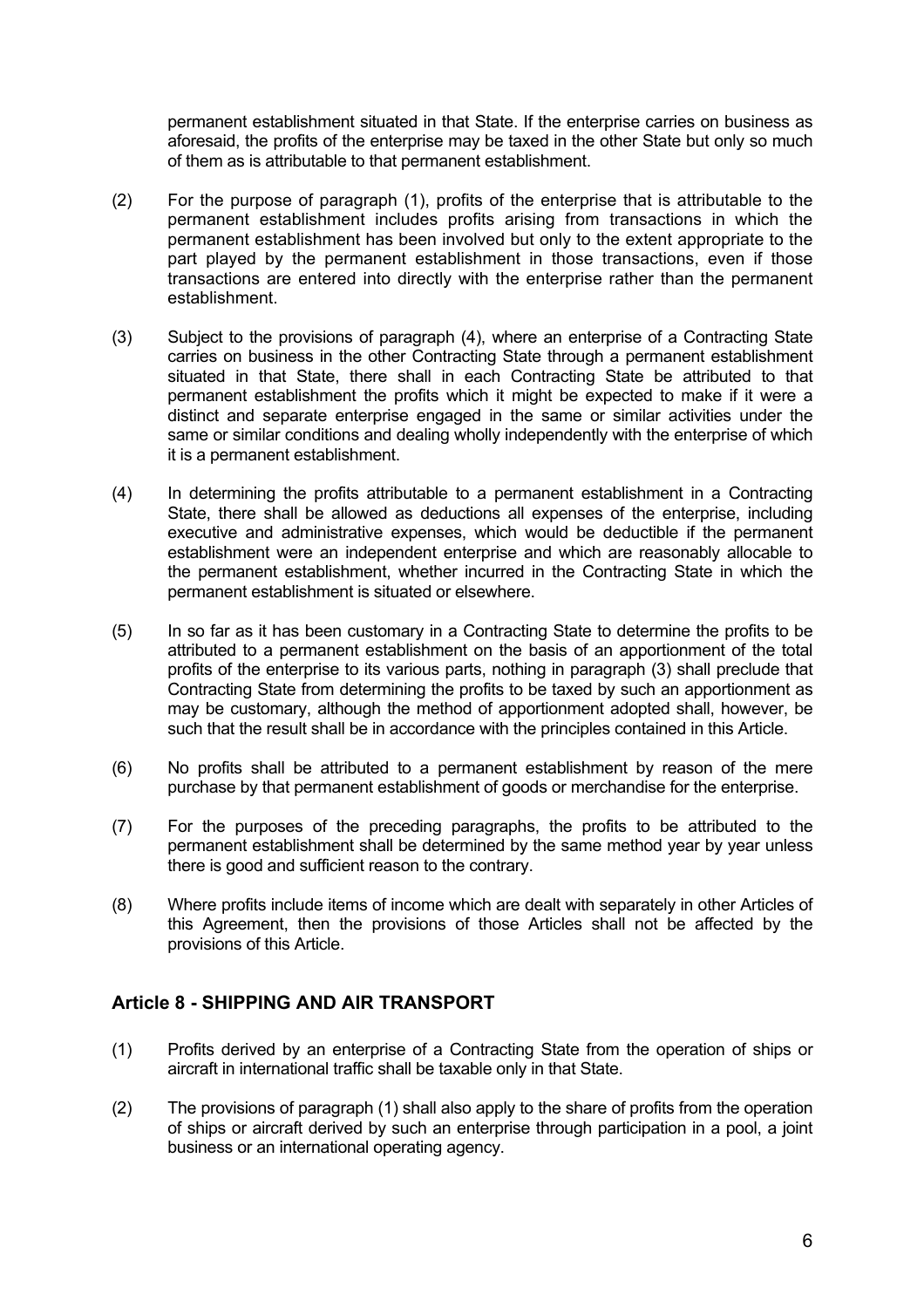permanent establishment situated in that State. If the enterprise carries on business as aforesaid, the profits of the enterprise may be taxed in the other State but only so much of them as is attributable to that permanent establishment.

(2) For the purpose of paragraph (1), profits of the enterprise that is attributable to the permanent establishment includes profits arising from transactions in which the permanent establishment has been involved but only to the extent appropriate to the part played by the permanent establishment in those transactions, even if those transactions are entered into directly with the enterprise rather than the permanent establishment.

(3) Subject to the provisions of paragraph (4), where an enterprise of a Contracting State carries on business in the other Contracting State through a permanent establishment situated in that State, there shall in each Contracting State be attributed to that permanent establishment the profits which it might be expected to make if it were a distinct and separate enterprise engaged in the same or similar activities under the same or similar conditions and dealing wholly independently with the enterprise of which it is a permanent establishment.

(4) In determining the profits attributable to a permanent establishment in a Contracting State, there shall be allowed as deductions all expenses of the enterprise, including executive and administrative expenses, which would be deductible if the permanent establishment were an independent enterprise and which are reasonably allocable to the permanent establishment, whether incurred in the Contracting State in which the permanent establishment is situated or elsewhere.

(5) In so far as it has been customary in a Contracting State to determine the profits to be attributed to a permanent establishment on the basis of an apportionment of the total profits of the enterprise to its various parts, nothing in paragraph (3) shall preclude that Contracting State from determining the profits to be taxed by such an apportionment as may be customary, although the method of apportionment adopted shall, however, be such that the result shall be in accordance with the principles contained in this Article.

(6) No profits shall be attributed to a permanent establishment by reason of the mere purchase by that permanent establishment of goods or merchandise for the enterprise.

(7) For the purposes of the preceding paragraphs, the profits to be attributed to the permanent establishment shall be determined by the same method year by year unless there is good and sufficient reason to the contrary.

(8) Where profits include items of income which are dealt with separately in other Articles of this Agreement, then the provisions of those Articles shall not be affected by the provisions of this Article.

## Article 8 - SHIPPING AND AIR TRANSPORT

(1) Profits derived by an enterprise of a Contracting State from the operation of ships or aircraft in international traffic shall be taxable only in that State.

(2) The provisions of paragraph (1) shall also apply to the share of profits from the operation of ships or aircraft derived by such an enterprise through participation in a pool, a joint business or an international operating agency.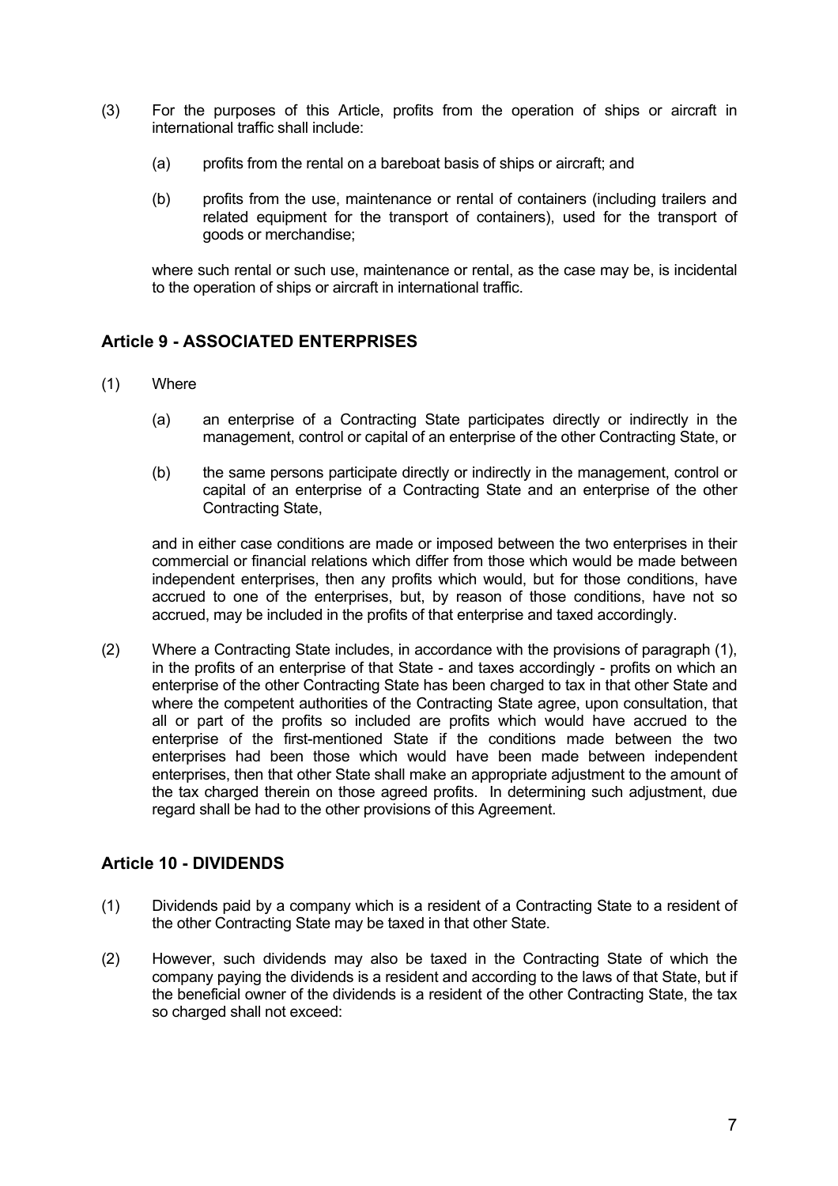(3) For the purposes of this Article, profits from the operation of ships or aircraft in international traffic shall include:

(a) profits from the rental on a bareboat basis of ships or aircraft; and

(b) profits from the use, maintenance or rental of containers (including trailers and related equipment for the transport of containers), used for the transport of goods or merchandise;

where such rental or such use, maintenance or rental, as the case may be, is incidental to the operation of ships or aircraft in international traffic.

## Article 9 - ASSOCIATED ENTERPRISES

(1) Where

(a) an enterprise of a Contracting State participates directly or indirectly in the management, control or capital of an enterprise of the other Contracting State, or

(b) the same persons participate directly or indirectly in the management, control or capital of an enterprise of a Contracting State and an enterprise of the other Contracting State,

and in either case conditions are made or imposed between the two enterprises in their commercial or financial relations which differ from those which would be made between independent enterprises, then any profits which would, but for those conditions, have accrued to one of the enterprises, but, by reason of those conditions, have not so accrued, may be included in the profits of that enterprise and taxed accordingly.

(2) Where a Contracting State includes, in accordance with the provisions of paragraph (1), in the profits of an enterprise of that State - and taxes accordingly - profits on which an enterprise of the other Contracting State has been charged to tax in that other State and where the competent authorities of the Contracting State agree, upon consultation, that all or part of the profits so included are profits which would have accrued to the enterprise of the first-mentioned State if the conditions made between the two enterprises had been those which would have been made between independent enterprises, then that other State shall make an appropriate adjustment to the amount of the tax charged therein on those agreed profits. In determining such adjustment, due regard shall be had to the other provisions of this Agreement.

## Article 10 - DIVIDENDS

(1) Dividends paid by a company which is a resident of a Contracting State to a resident of the other Contracting State may be taxed in that other State.

(2) However, such dividends may also be taxed in the Contracting State of which the company paying the dividends is a resident and according to the laws of that State, but if the beneficial owner of the dividends is a resident of the other Contracting State, the tax so charged shall not exceed: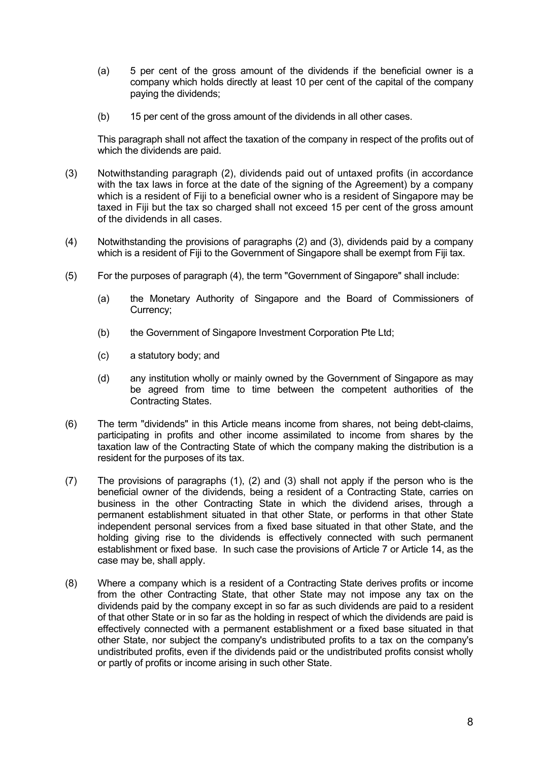(a) 5 per cent of the gross amount of the dividends if the beneficial owner is a company which holds directly at least 10 per cent of the capital of the company paying the dividends;

(b) 15 per cent of the gross amount of the dividends in all other cases.

This paragraph shall not affect the taxation of the company in respect of the profits out of which the dividends are paid.

(3) Notwithstanding paragraph (2), dividends paid out of untaxed profits (in accordance with the tax laws in force at the date of the signing of the Agreement) by a company which is a resident of Fiji to a beneficial owner who is a resident of Singapore may be taxed in Fiji but the tax so charged shall not exceed 15 per cent of the gross amount of the dividends in all cases.

(4) Notwithstanding the provisions of paragraphs (2) and (3), dividends paid by a company which is a resident of Fiji to the Government of Singapore shall be exempt from Fiji tax.

(5) For the purposes of paragraph (4), the term "Government of Singapore" shall include:

(a) the Monetary Authority of Singapore and the Board of Commissioners of Currency;

(b) the Government of Singapore Investment Corporation Pte Ltd;

(c) a statutory body; and

(d) any institution wholly or mainly owned by the Government of Singapore as may be agreed from time to time between the competent authorities of the Contracting States.

(6) The term "dividends" in this Article means income from shares, not being debt-claims, participating in profits and other income assimilated to income from shares by the taxation law of the Contracting State of which the company making the distribution is a resident for the purposes of its tax.

(7) The provisions of paragraphs (1), (2) and (3) shall not apply if the person who is the beneficial owner of the dividends, being a resident of a Contracting State, carries on business in the other Contracting State in which the dividend arises, through a permanent establishment situated in that other State, or performs in that other State independent personal services from a fixed base situated in that other State, and the holding giving rise to the dividends is effectively connected with such permanent establishment or fixed base. In such case the provisions of Article 7 or Article 14, as the case may be, shall apply.

(8) Where a company which is a resident of a Contracting State derives profits or income from the other Contracting State, that other State may not impose any tax on the dividends paid by the company except in so far as such dividends are paid to a resident of that other State or in so far as the holding in respect of which the dividends are paid is effectively connected with a permanent establishment or a fixed base situated in that other State, nor subject the company's undistributed profits to a tax on the company's undistributed profits, even if the dividends paid or the undistributed profits consist wholly or partly of profits or income arising in such other State.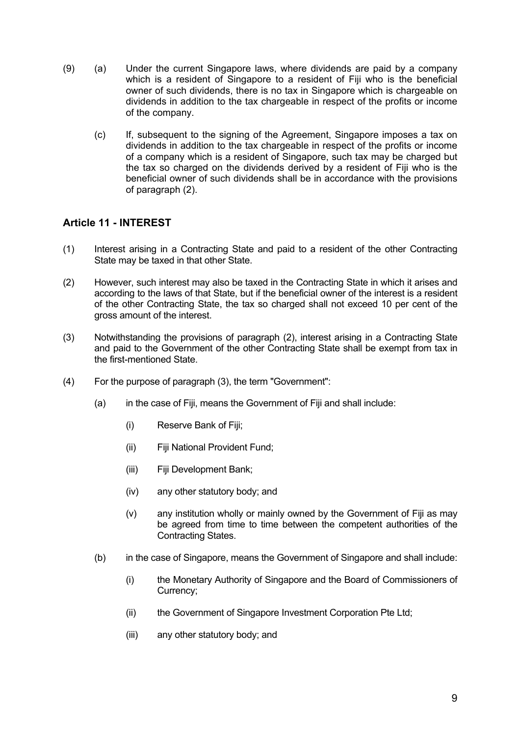(9) (a) Under the current Singapore laws, where dividends are paid by a company which is a resident of Singapore to a resident of Fiji who is the beneficial owner of such dividends, there is no tax in Singapore which is chargeable on dividends in addition to the tax chargeable in respect of the profits or income of the company.

(c) If, subsequent to the signing of the Agreement, Singapore imposes a tax on dividends in addition to the tax chargeable in respect of the profits or income of a company which is a resident of Singapore, such tax may be charged but the tax so charged on the dividends derived by a resident of Fiji who is the beneficial owner of such dividends shall be in accordance with the provisions of paragraph (2).

### Article 11 - INTEREST

(1) Interest arising in a Contracting State and paid to a resident of the other Contracting State may be taxed in that other State.

(2) However, such interest may also be taxed in the Contracting State in which it arises and according to the laws of that State, but if the beneficial owner of the interest is a resident of the other Contracting State, the tax so charged shall not exceed 10 per cent of the gross amount of the interest.

(3) Notwithstanding the provisions of paragraph (2), interest arising in a Contracting State and paid to the Government of the other Contracting State shall be exempt from tax in the first-mentioned State.

(4) For the purpose of paragraph (3), the term "Government":

(a) in the case of Fiji, means the Government of Fiji and shall include:

(i) Reserve Bank of Fiji;

(ii) Fiji National Provident Fund;

(iii) Fiji Development Bank;

(iv) any other statutory body; and

(v) any institution wholly or mainly owned by the Government of Fiji as may be agreed from time to time between the competent authorities of the Contracting States.

(b) in the case of Singapore, means the Government of Singapore and shall include:

(i) the Monetary Authority of Singapore and the Board of Commissioners of Currency;

(ii) the Government of Singapore Investment Corporation Pte Ltd;

(iii) any other statutory body; and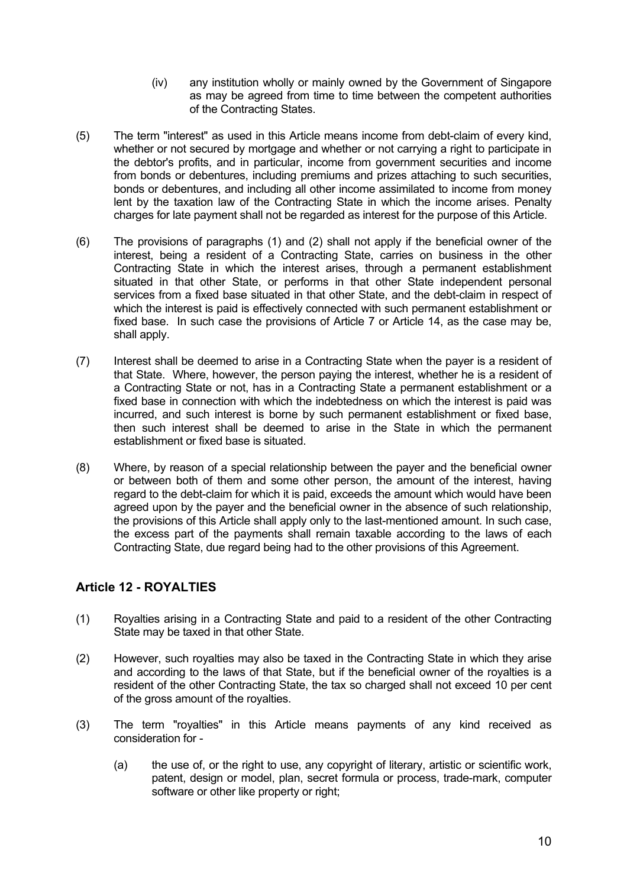(iv) any institution wholly or mainly owned by the Government of Singapore as may be agreed from time to time between the competent authorities of the Contracting States.

(5) The term "interest" as used in this Article means income from debt-claim of every kind, whether or not secured by mortgage and whether or not carrying a right to participate in the debtor's profits, and in particular, income from government securities and income from bonds or debentures, including premiums and prizes attaching to such securities, bonds or debentures, and including all other income assimilated to income from money lent by the taxation law of the Contracting State in which the income arises. Penalty charges for late payment shall not be regarded as interest for the purpose of this Article.

(6) The provisions of paragraphs (1) and (2) shall not apply if the beneficial owner of the interest, being a resident of a Contracting State, carries on business in the other Contracting State in which the interest arises, through a permanent establishment situated in that other State, or performs in that other State independent personal services from a fixed base situated in that other State, and the debt-claim in respect of which the interest is paid is effectively connected with such permanent establishment or fixed base. In such case the provisions of Article 7 or Article 14, as the case may be, shall apply.

(7) Interest shall be deemed to arise in a Contracting State when the payer is a resident of that State. Where, however, the person paying the interest, whether he is a resident of a Contracting State or not, has in a Contracting State a permanent establishment or a fixed base in connection with which the indebtedness on which the interest is paid was incurred, and such interest is borne by such permanent establishment or fixed base, then such interest shall be deemed to arise in the State in which the permanent establishment or fixed base is situated.

(8) Where, by reason of a special relationship between the payer and the beneficial owner or between both of them and some other person, the amount of the interest, having regard to the debt-claim for which it is paid, exceeds the amount which would have been agreed upon by the payer and the beneficial owner in the absence of such relationship, the provisions of this Article shall apply only to the last-mentioned amount. In such case, the excess part of the payments shall remain taxable according to the laws of each Contracting State, due regard being had to the other provisions of this Agreement.

## Article 12 - ROYALTIES

(1) Royalties arising in a Contracting State and paid to a resident of the other Contracting State may be taxed in that other State.

(2) However, such royalties may also be taxed in the Contracting State in which they arise and according to the laws of that State, but if the beneficial owner of the royalties is a resident of the other Contracting State, the tax so charged shall not exceed 10 per cent of the gross amount of the royalties.

(3) The term "royalties" in this Article means payments of any kind received as consideration for -

(a) the use of, or the right to use, any copyright of literary, artistic or scientific work, patent, design or model, plan, secret formula or process, trade-mark, computer software or other like property or right;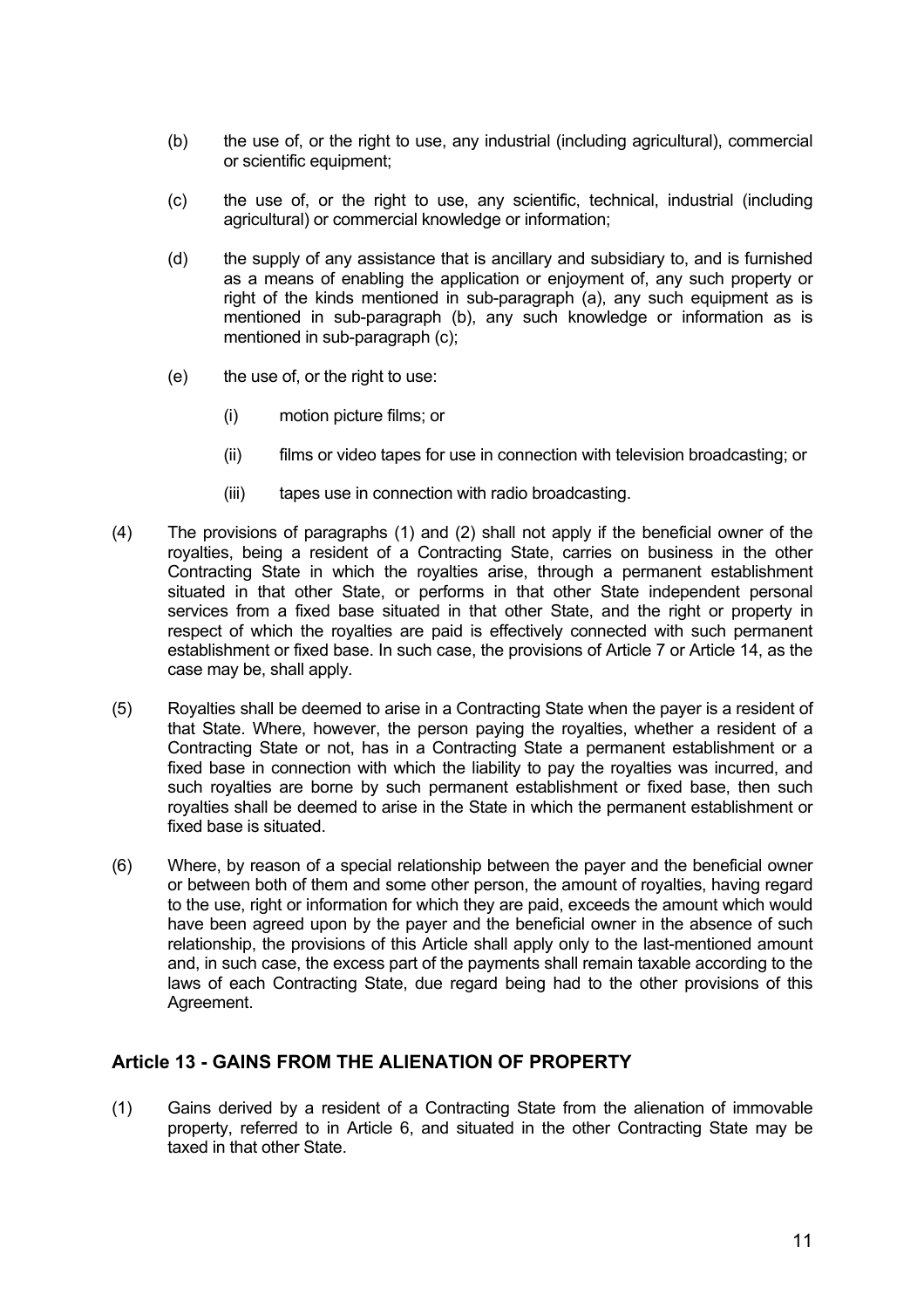(b) the use of, or the right to use, any industrial (including agricultural), commercial or scientific equipment;

(c) the use of, or the right to use, any scientific, technical, industrial (including agricultural) or commercial knowledge or information;

(d) the supply of any assistance that is ancillary and subsidiary to, and is furnished as a means of enabling the application or enjoyment of, any such property or right of the kinds mentioned in sub-paragraph (a), any such equipment as is mentioned in sub-paragraph (b), any such knowledge or information as is mentioned in sub-paragraph (c);

(e) the use of, or the right to use:

(i) motion picture films; or

(ii) films or video tapes for use in connection with television broadcasting; or

(iii) tapes use in connection with radio broadcasting.

(4) The provisions of paragraphs (1) and (2) shall not apply if the beneficial owner of the royalties, being a resident of a Contracting State, carries on business in the other Contracting State in which the royalties arise, through a permanent establishment situated in that other State, or performs in that other State independent personal services from a fixed base situated in that other State, and the right or property in respect of which the royalties are paid is effectively connected with such permanent establishment or fixed base. In such case, the provisions of Article 7 or Article 14, as the case may be, shall apply.

(5) Royalties shall be deemed to arise in a Contracting State when the payer is a resident of that State. Where, however, the person paying the royalties, whether a resident of a Contracting State or not, has in a Contracting State a permanent establishment or a fixed base in connection with which the liability to pay the royalties was incurred, and such royalties are borne by such permanent establishment or fixed base, then such royalties shall be deemed to arise in the State in which the permanent establishment or fixed base is situated.

(6) Where, by reason of a special relationship between the payer and the beneficial owner or between both of them and some other person, the amount of royalties, having regard to the use, right or information for which they are paid, exceeds the amount which would have been agreed upon by the payer and the beneficial owner in the absence of such relationship, the provisions of this Article shall apply only to the last-mentioned amount and, in such case, the excess part of the payments shall remain taxable according to the laws of each Contracting State, due regard being had to the other provisions of this Agreement.

## Article 13 - GAINS FROM THE ALIENATION OF PROPERTY

(1) Gains derived by a resident of a Contracting State from the alienation of immovable property, referred to in Article 6, and situated in the other Contracting State may be taxed in that other State.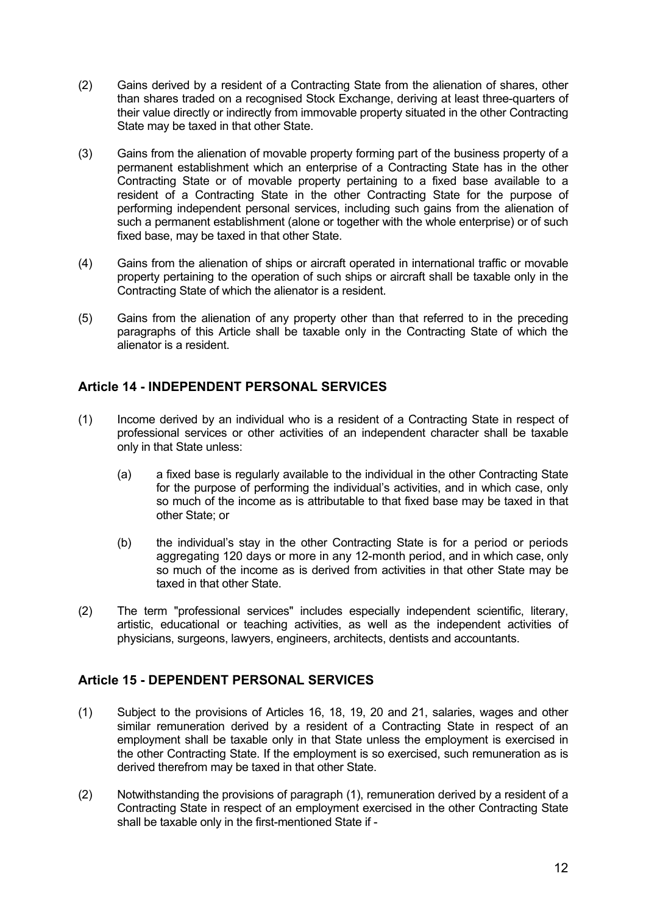(2) Gains derived by a resident of a Contracting State from the alienation of shares, other than shares traded on a recognised Stock Exchange, deriving at least three-quarters of their value directly or indirectly from immovable property situated in the other Contracting State may be taxed in that other State.

(3) Gains from the alienation of movable property forming part of the business property of a permanent establishment which an enterprise of a Contracting State has in the other Contracting State or of movable property pertaining to a fixed base available to a resident of a Contracting State in the other Contracting State for the purpose of performing independent personal services, including such gains from the alienation of such a permanent establishment (alone or together with the whole enterprise) or of such fixed base, may be taxed in that other State.

(4) Gains from the alienation of ships or aircraft operated in international traffic or movable property pertaining to the operation of such ships or aircraft shall be taxable only in the Contracting State of which the alienator is a resident.

(5) Gains from the alienation of any property other than that referred to in the preceding paragraphs of this Article shall be taxable only in the Contracting State of which the alienator is a resident.

## Article 14 - INDEPENDENT PERSONAL SERVICES

(1) Income derived by an individual who is a resident of a Contracting State in respect of professional services or other activities of an independent character shall be taxable only in that State unless:

(a) a fixed base is regularly available to the individual in the other Contracting State for the purpose of performing the individual's activities, and in which case, only so much of the income as is attributable to that fixed base may be taxed in that other State; or

(b) the individual's stay in the other Contracting State is for a period or periods aggregating 120 days or more in any 12-month period, and in which case, only so much of the income as is derived from activities in that other State may be taxed in that other State.

(2) The term "professional services" includes especially independent scientific, literary, artistic, educational or teaching activities, as well as the independent activities of physicians, surgeons, lawyers, engineers, architects, dentists and accountants.

## Article 15 - DEPENDENT PERSONAL SERVICES

(1) Subject to the provisions of Articles 16, 18, 19, 20 and 21, salaries, wages and other similar remuneration derived by a resident of a Contracting State in respect of an employment shall be taxable only in that State unless the employment is exercised in the other Contracting State. If the employment is so exercised, such remuneration as is derived therefrom may be taxed in that other State.

(2) Notwithstanding the provisions of paragraph (1), remuneration derived by a resident of a Contracting State in respect of an employment exercised in the other Contracting State shall be taxable only in the first-mentioned State if -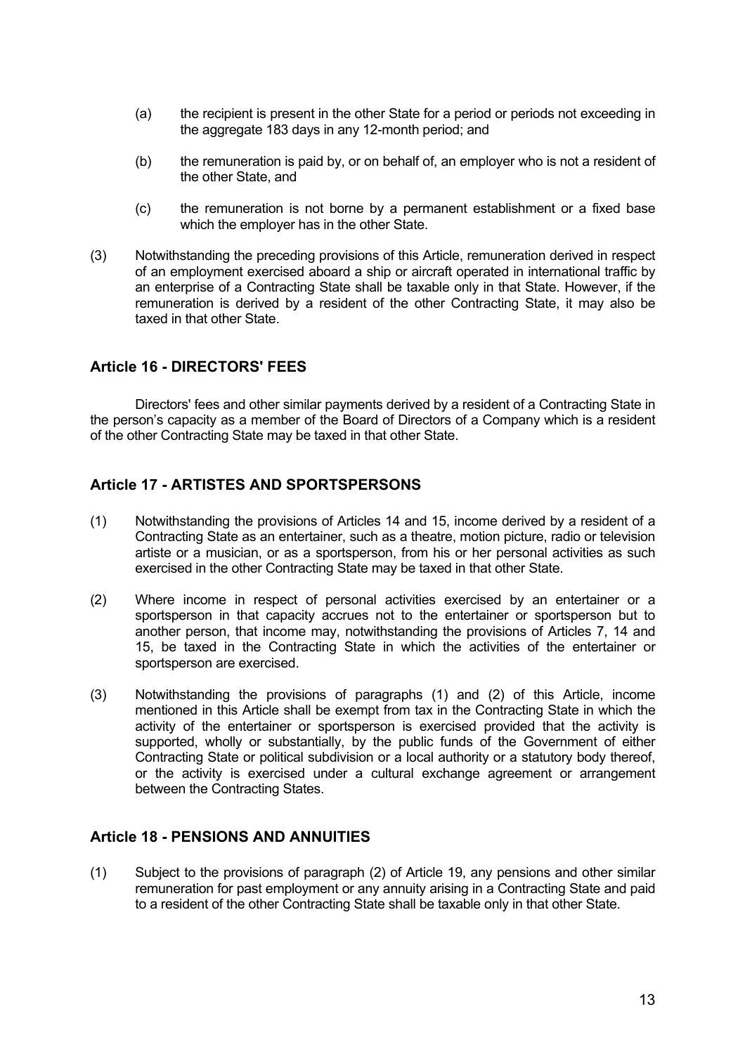(a) the recipient is present in the other State for a period or periods not exceeding in the aggregate 183 days in any 12-month period; and

(b) the remuneration is paid by, or on behalf of, an employer who is not a resident of the other State, and

(c) the remuneration is not borne by a permanent establishment or a fixed base which the employer has in the other State.

(3) Notwithstanding the preceding provisions of this Article, remuneration derived in respect of an employment exercised aboard a ship or aircraft operated in international traffic by an enterprise of a Contracting State shall be taxable only in that State. However, if the remuneration is derived by a resident of the other Contracting State, it may also be taxed in that other State.

## Article 16 - DIRECTORS' FEES

Directors' fees and other similar payments derived by a resident of a Contracting State in the person's capacity as a member of the Board of Directors of a Company which is a resident of the other Contracting State may be taxed in that other State.

## Article 17 - ARTISTES AND SPORTSPERSONS

(1) Notwithstanding the provisions of Articles 14 and 15, income derived by a resident of a Contracting State as an entertainer, such as a theatre, motion picture, radio or television artiste or a musician, or as a sportsperson, from his or her personal activities as such exercised in the other Contracting State may be taxed in that other State.

(2) Where income in respect of personal activities exercised by an entertainer or a sportsperson in that capacity accrues not to the entertainer or sportsperson but to another person, that income may, notwithstanding the provisions of Articles 7, 14 and 15, be taxed in the Contracting State in which the activities of the entertainer or sportsperson are exercised.

(3) Notwithstanding the provisions of paragraphs (1) and (2) of this Article, income mentioned in this Article shall be exempt from tax in the Contracting State in which the activity of the entertainer or sportsperson is exercised provided that the activity is supported, wholly or substantially, by the public funds of the Government of either Contracting State or political subdivision or a local authority or a statutory body thereof, or the activity is exercised under a cultural exchange agreement or arrangement between the Contracting States.

## Article 18 - PENSIONS AND ANNUITIES

(1) Subject to the provisions of paragraph (2) of Article 19, any pensions and other similar remuneration for past employment or any annuity arising in a Contracting State and paid to a resident of the other Contracting State shall be taxable only in that other State.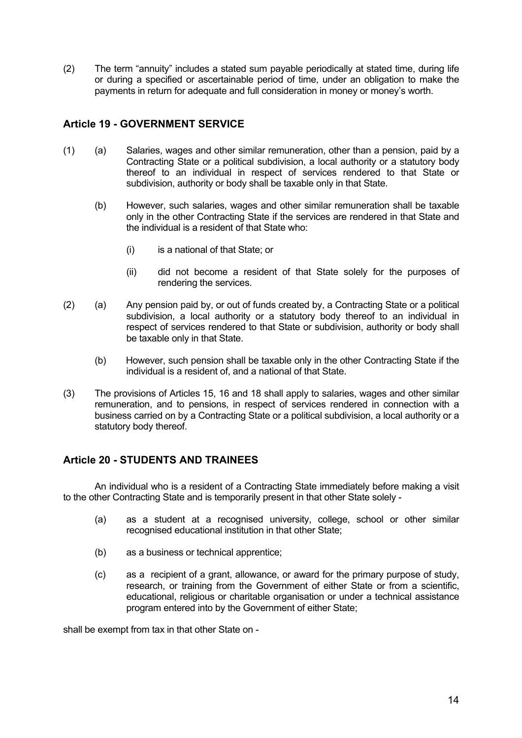(2) The term "annuity" includes a stated sum payable periodically at stated time, during life or during a specified or ascertainable period of time, under an obligation to make the payments in return for adequate and full consideration in money or money's worth.

## Article 19 - GOVERNMENT SERVICE

(1) (a) Salaries, wages and other similar remuneration, other than a pension, paid by a Contracting State or a political subdivision, a local authority or a statutory body thereof to an individual in respect of services rendered to that State or subdivision, authority or body shall be taxable only in that State.

(b) However, such salaries, wages and other similar remuneration shall be taxable only in the other Contracting State if the services are rendered in that State and the individual is a resident of that State who:

(i) is a national of that State; or

(ii) did not become a resident of that State solely for the purposes of rendering the services.

(2) (a) Any pension paid by, or out of funds created by, a Contracting State or a political subdivision, a local authority or a statutory body thereof to an individual in respect of services rendered to that State or subdivision, authority or body shall be taxable only in that State.

(b) However, such pension shall be taxable only in the other Contracting State if the individual is a resident of, and a national of that State.

(3) The provisions of Articles 15, 16 and 18 shall apply to salaries, wages and other similar remuneration, and to pensions, in respect of services rendered in connection with a business carried on by a Contracting State or a political subdivision, a local authority or a statutory body thereof.

## Article 20 - STUDENTS AND TRAINEES

An individual who is a resident of a Contracting State immediately before making a visit to the other Contracting State and is temporarily present in that other State solely -

(a) as a student at a recognised university, college, school or other similar recognised educational institution in that other State;

(b) as a business or technical apprentice;

(c) as a recipient of a grant, allowance, or award for the primary purpose of study, research, or training from the Government of either State or from a scientific, educational, religious or charitable organisation or under a technical assistance program entered into by the Government of either State;

shall be exempt from tax in that other State on -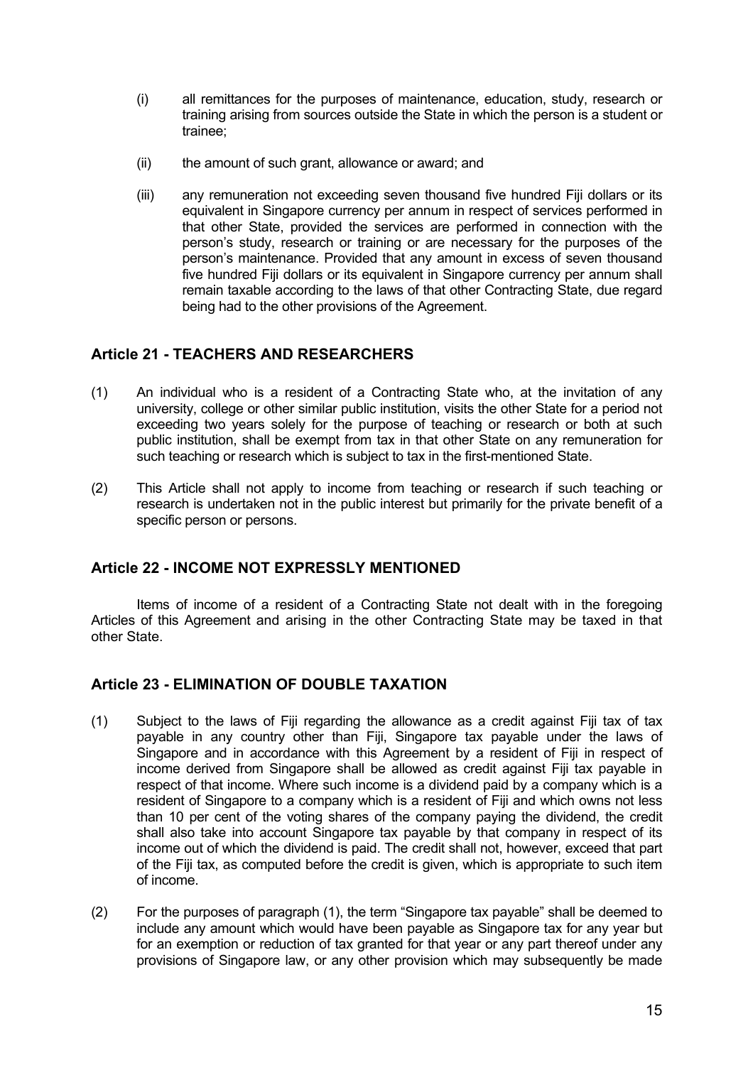(i) all remittances for the purposes of maintenance, education, study, research or training arising from sources outside the State in which the person is a student or trainee;

(ii) the amount of such grant, allowance or award; and

(iii) any remuneration not exceeding seven thousand five hundred Fiji dollars or its equivalent in Singapore currency per annum in respect of services performed in that other State, provided the services are performed in connection with the person's study, research or training or are necessary for the purposes of the person's maintenance. Provided that any amount in excess of seven thousand five hundred Fiji dollars or its equivalent in Singapore currency per annum shall remain taxable according to the laws of that other Contracting State, due regard being had to the other provisions of the Agreement.

## Article 21 - TEACHERS AND RESEARCHERS

(1) An individual who is a resident of a Contracting State who, at the invitation of any university, college or other similar public institution, visits the other State for a period not exceeding two years solely for the purpose of teaching or research or both at such public institution, shall be exempt from tax in that other State on any remuneration for such teaching or research which is subject to tax in the first-mentioned State.

(2) This Article shall not apply to income from teaching or research if such teaching or research is undertaken not in the public interest but primarily for the private benefit of a specific person or persons.

## Article 22 - INCOME NOT EXPRESSLY MENTIONED

Items of income of a resident of a Contracting State not dealt with in the foregoing Articles of this Agreement and arising in the other Contracting State may be taxed in that other State.

## Article 23 - ELIMINATION OF DOUBLE TAXATION

(1) Subject to the laws of Fiji regarding the allowance as a credit against Fiji tax of tax payable in any country other than Fiji, Singapore tax payable under the laws of Singapore and in accordance with this Agreement by a resident of Fiji in respect of income derived from Singapore shall be allowed as credit against Fiji tax payable in respect of that income. Where such income is a dividend paid by a company which is a resident of Singapore to a company which is a resident of Fiji and which owns not less than 10 per cent of the voting shares of the company paying the dividend, the credit shall also take into account Singapore tax payable by that company in respect of its income out of which the dividend is paid. The credit shall not, however, exceed that part of the Fiji tax, as computed before the credit is given, which is appropriate to such item of income.

(2) For the purposes of paragraph (1), the term "Singapore tax payable" shall be deemed to include any amount which would have been payable as Singapore tax for any year but for an exemption or reduction of tax granted for that year or any part thereof under any provisions of Singapore law, or any other provision which may subsequently be made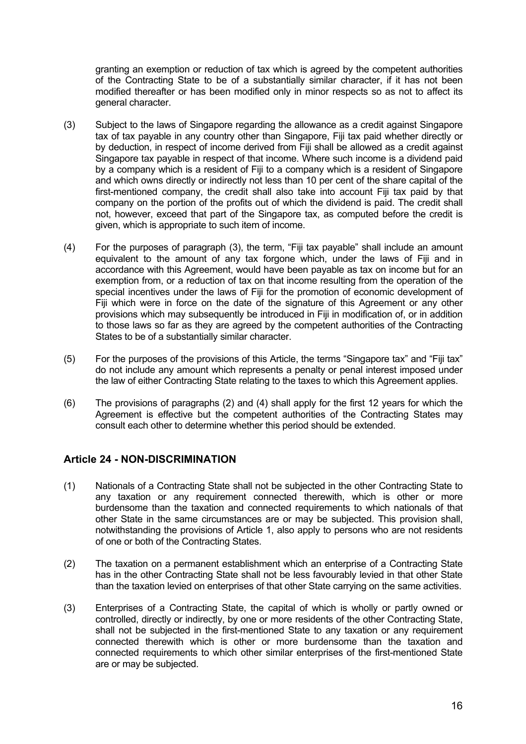granting an exemption or reduction of tax which is agreed by the competent authorities of the Contracting State to be of a substantially similar character, if it has not been modified thereafter or has been modified only in minor respects so as not to affect its general character.

(3) Subject to the laws of Singapore regarding the allowance as a credit against Singapore tax of tax payable in any country other than Singapore, Fiji tax paid whether directly or by deduction, in respect of income derived from Fiji shall be allowed as a credit against Singapore tax payable in respect of that income. Where such income is a dividend paid by a company which is a resident of Fiji to a company which is a resident of Singapore and which owns directly or indirectly not less than 10 per cent of the share capital of the first-mentioned company, the credit shall also take into account Fiji tax paid by that company on the portion of the profits out of which the dividend is paid. The credit shall not, however, exceed that part of the Singapore tax, as computed before the credit is given, which is appropriate to such item of income.

(4) For the purposes of paragraph (3), the term, "Fiji tax payable" shall include an amount equivalent to the amount of any tax forgone which, under the laws of Fiji and in accordance with this Agreement, would have been payable as tax on income but for an exemption from, or a reduction of tax on that income resulting from the operation of the special incentives under the laws of Fiji for the promotion of economic development of Fiji which were in force on the date of the signature of this Agreement or any other provisions which may subsequently be introduced in Fiji in modification of, or in addition to those laws so far as they are agreed by the competent authorities of the Contracting States to be of a substantially similar character.

(5) For the purposes of the provisions of this Article, the terms "Singapore tax" and "Fiji tax" do not include any amount which represents a penalty or penal interest imposed under the law of either Contracting State relating to the taxes to which this Agreement applies.

(6) The provisions of paragraphs (2) and (4) shall apply for the first 12 years for which the Agreement is effective but the competent authorities of the Contracting States may consult each other to determine whether this period should be extended.

## Article 24 - NON-DISCRIMINATION

(1) Nationals of a Contracting State shall not be subjected in the other Contracting State to any taxation or any requirement connected therewith, which is other or more burdensome than the taxation and connected requirements to which nationals of that other State in the same circumstances are or may be subjected. This provision shall, notwithstanding the provisions of Article 1, also apply to persons who are not residents of one or both of the Contracting States.

(2) The taxation on a permanent establishment which an enterprise of a Contracting State has in the other Contracting State shall not be less favourably levied in that other State than the taxation levied on enterprises of that other State carrying on the same activities.

(3) Enterprises of a Contracting State, the capital of which is wholly or partly owned or controlled, directly or indirectly, by one or more residents of the other Contracting State, shall not be subjected in the first-mentioned State to any taxation or any requirement connected therewith which is other or more burdensome than the taxation and connected requirements to which other similar enterprises of the first-mentioned State are or may be subjected.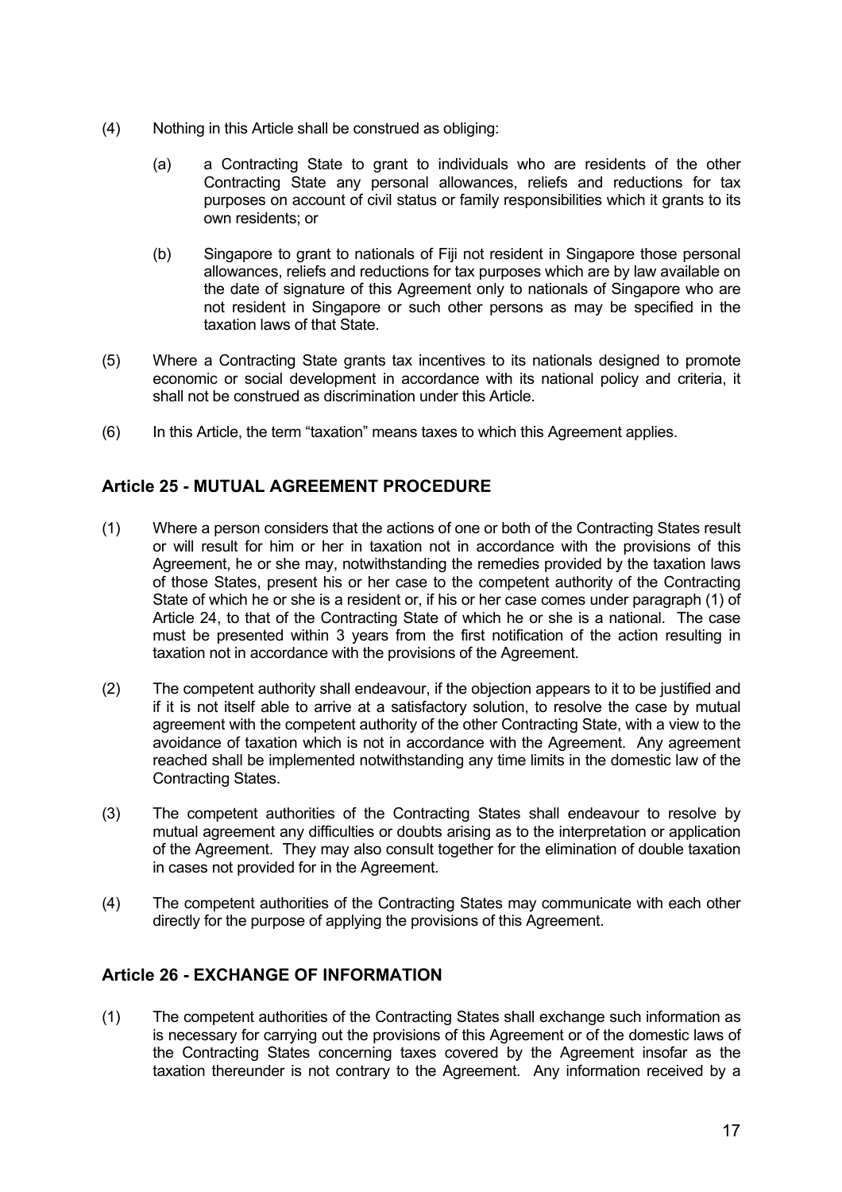(4) Nothing in this Article shall be construed as obliging:

(a) a Contracting State to grant to individuals who are residents of the other Contracting State any personal allowances, reliefs and reductions for tax purposes on account of civil status or family responsibilities which it grants to its own residents; or

(b) Singapore to grant to nationals of Fiji not resident in Singapore those personal allowances, reliefs and reductions for tax purposes which are by law available on the date of signature of this Agreement only to nationals of Singapore who are not resident in Singapore or such other persons as may be specified in the taxation laws of that State.

(5) Where a Contracting State grants tax incentives to its nationals designed to promote economic or social development in accordance with its national policy and criteria, it shall not be construed as discrimination under this Article.

(6) In this Article, the term "taxation" means taxes to which this Agreement applies.

## Article 25 - MUTUAL AGREEMENT PROCEDURE

(1) Where a person considers that the actions of one or both of the Contracting States result or will result for him or her in taxation not in accordance with the provisions of this Agreement, he or she may, notwithstanding the remedies provided by the taxation laws of those States, present his or her case to the competent authority of the Contracting State of which he or she is a resident or, if his or her case comes under paragraph (1) of Article 24, to that of the Contracting State of which he or she is a national. The case must be presented within 3 years from the first notification of the action resulting in taxation not in accordance with the provisions of the Agreement.

(2) The competent authority shall endeavour, if the objection appears to it to be justified and if it is not itself able to arrive at a satisfactory solution, to resolve the case by mutual agreement with the competent authority of the other Contracting State, with a view to the avoidance of taxation which is not in accordance with the Agreement. Any agreement reached shall be implemented notwithstanding any time limits in the domestic law of the Contracting States.

(3) The competent authorities of the Contracting States shall endeavour to resolve by mutual agreement any difficulties or doubts arising as to the interpretation or application of the Agreement. They may also consult together for the elimination of double taxation in cases not provided for in the Agreement.

(4) The competent authorities of the Contracting States may communicate with each other directly for the purpose of applying the provisions of this Agreement.

## Article 26 - EXCHANGE OF INFORMATION

(1) The competent authorities of the Contracting States shall exchange such information as is necessary for carrying out the provisions of this Agreement or of the domestic laws of the Contracting States concerning taxes covered by the Agreement insofar as the taxation thereunder is not contrary to the Agreement. Any information received by a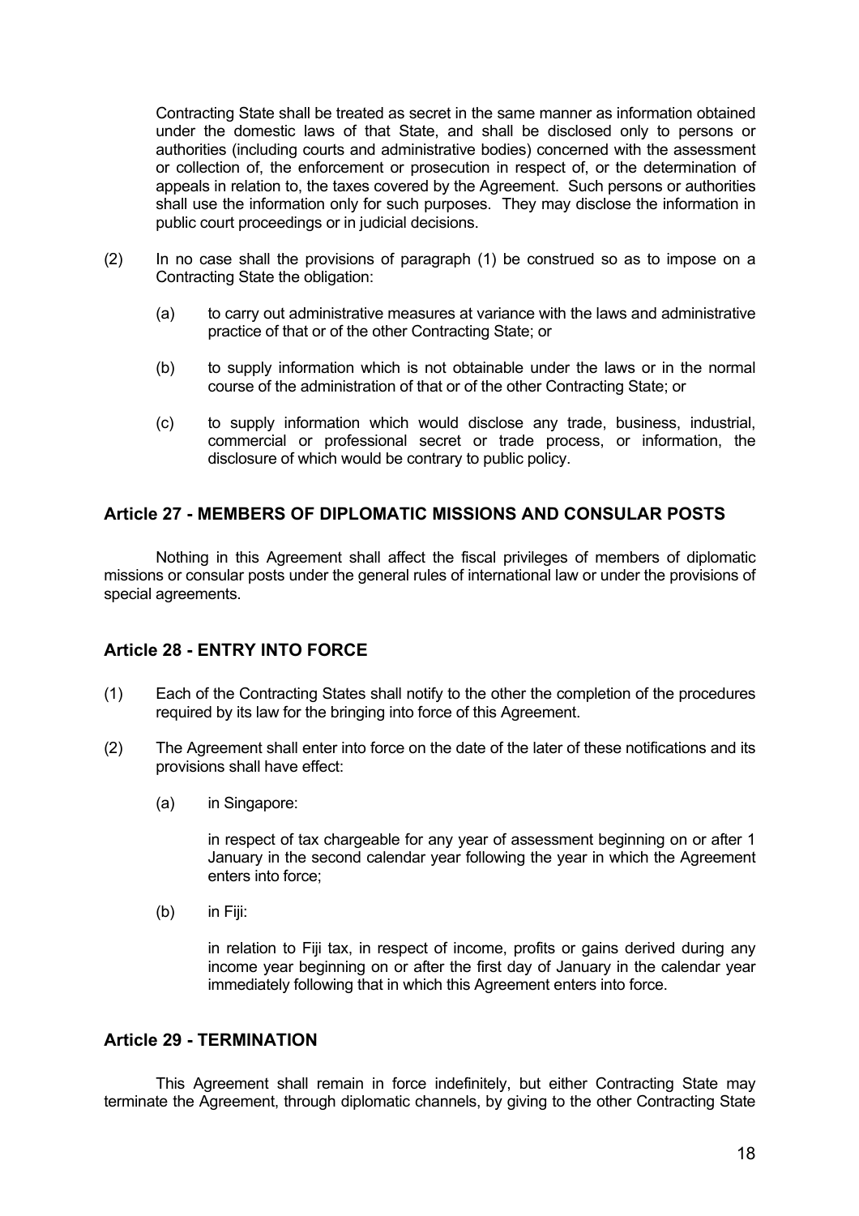Contracting State shall be treated as secret in the same manner as information obtained under the domestic laws of that State, and shall be disclosed only to persons or authorities (including courts and administrative bodies) concerned with the assessment or collection of, the enforcement or prosecution in respect of, or the determination of appeals in relation to, the taxes covered by the Agreement. Such persons or authorities shall use the information only for such purposes. They may disclose the information in public court proceedings or in judicial decisions.

(2) In no case shall the provisions of paragraph (1) be construed so as to impose on a Contracting State the obligation:

   (a) to carry out administrative measures at variance with the laws and administrative practice of that or of the other Contracting State; or

   (b) to supply information which is not obtainable under the laws or in the normal course of the administration of that or of the other Contracting State; or

   (c) to supply information which would disclose any trade, business, industrial, commercial or professional secret or trade process, or information, the disclosure of which would be contrary to public policy.

## Article 27 - MEMBERS OF DIPLOMATIC MISSIONS AND CONSULAR POSTS

Nothing in this Agreement shall affect the fiscal privileges of members of diplomatic missions or consular posts under the general rules of international law or under the provisions of special agreements.

## Article 28 - ENTRY INTO FORCE

(1) Each of the Contracting States shall notify to the other the completion of the procedures required by its law for the bringing into force of this Agreement.

(2) The Agreement shall enter into force on the date of the later of these notifications and its provisions shall have effect:

   (a) in Singapore:

   in respect of tax chargeable for any year of assessment beginning on or after 1 January in the second calendar year following the year in which the Agreement enters into force;

   (b) in Fiji:

   in relation to Fiji tax, in respect of income, profits or gains derived during any income year beginning on or after the first day of January in the calendar year immediately following that in which this Agreement enters into force.

## Article 29 - TERMINATION

This Agreement shall remain in force indefinitely, but either Contracting State may terminate the Agreement, through diplomatic channels, by giving to the other Contracting State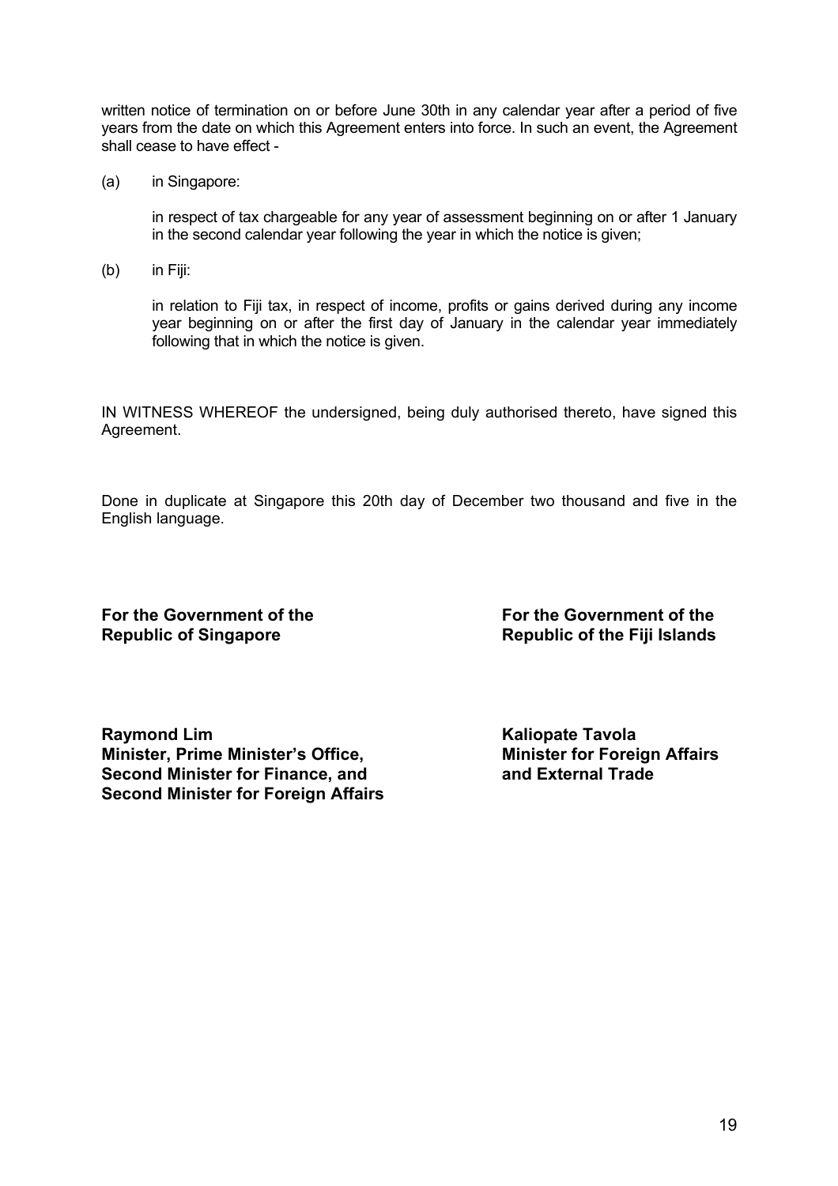written notice of termination on or before June 30th in any calendar year after a period of five years from the date on which this Agreement enters into force. In such an event, the Agreement shall cease to have effect -

(a) in Singapore:

in respect of tax chargeable for any year of assessment beginning on or after 1 January in the second calendar year following the year in which the notice is given;

(b) in Fiji:

in relation to Fiji tax, in respect of income, profits or gains derived during any income year beginning on or after the first day of January in the calendar year immediately following that in which the notice is given.

IN WITNESS WHEREOF the undersigned, being duly authorised thereto, have signed this Agreement.

Done in duplicate at Singapore this 20th day of December two thousand and five in the English language.

**For the Government of the Republic of Singapore**

**Raymond Lim**
**Minister, Prime Minister's Office,**
**Second Minister for Finance, and**
**Second Minister for Foreign Affairs**

**For the Government of the Republic of the Fiji Islands**

**Kaliopate Tavola**
**Minister for Foreign Affairs**
**and External Trade**